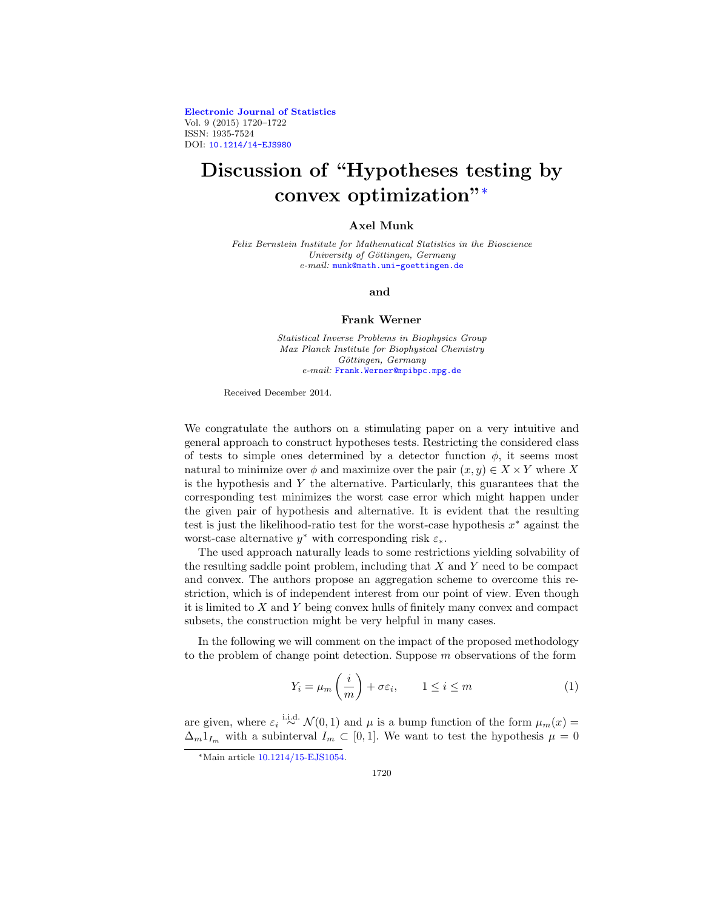Electronic Journal of Statistics
Vol. 9 (2015) 1720–1722
ISSN: 1935-7524
DOI: 10.1214/14-EJS980

# Discussion of "Hypotheses testing by convex optimization"*

**Axel Munk**

*Felix Bernstein Institute for Mathematical Statistics in the Bioscience*
*University of Göttingen, Germany*
*e-mail:* munk@math.uni-goettingen.de

**and**

**Frank Werner**

*Statistical Inverse Problems in Biophysics Group*
*Max Planck Institute for Biophysical Chemistry*
*Göttingen, Germany*
*e-mail:* Frank.Werner@mpibpc.mpg.de

Received December 2014.

We congratulate the authors on a stimulating paper on a very intuitive and general approach to construct hypotheses tests. Restricting the considered class of tests to simple ones determined by a detector function $\phi$, it seems most natural to minimize over $\phi$ and maximize over the pair $(x, y) \in X \times Y$ where $X$ is the hypothesis and $Y$ the alternative. Particularly, this guarantees that the corresponding test minimizes the worst case error which might happen under the given pair of hypothesis and alternative. It is evident that the resulting test is just the likelihood-ratio test for the worst-case hypothesis $x^*$ against the worst-case alternative $y^*$ with corresponding risk $\varepsilon_*$.

The used approach naturally leads to some restrictions yielding solvability of the resulting saddle point problem, including that $X$ and $Y$ need to be compact and convex. The authors propose an aggregation scheme to overcome this restriction, which is of independent interest from our point of view. Even though it is limited to $X$ and $Y$ being convex hulls of finitely many convex and compact subsets, the construction might be very helpful in many cases.

In the following we will comment on the impact of the proposed methodology to the problem of change point detection. Suppose $m$ observations of the form

$$Y_i = \mu_m\left(\frac{i}{m}\right) + \sigma\varepsilon_i, \qquad 1 \leq i \leq m \tag{1}$$

are given, where $\varepsilon_i \overset{\text{i.i.d.}}{\sim} \mathcal{N}(0,1)$ and $\mu$ is a bump function of the form $\mu_m(x) = \Delta_m 1_{I_m}$ with a subinterval $I_m \subset [0,1]$. We want to test the hypothesis $\mu = 0$

*Main article 10.1214/15-EJS1054.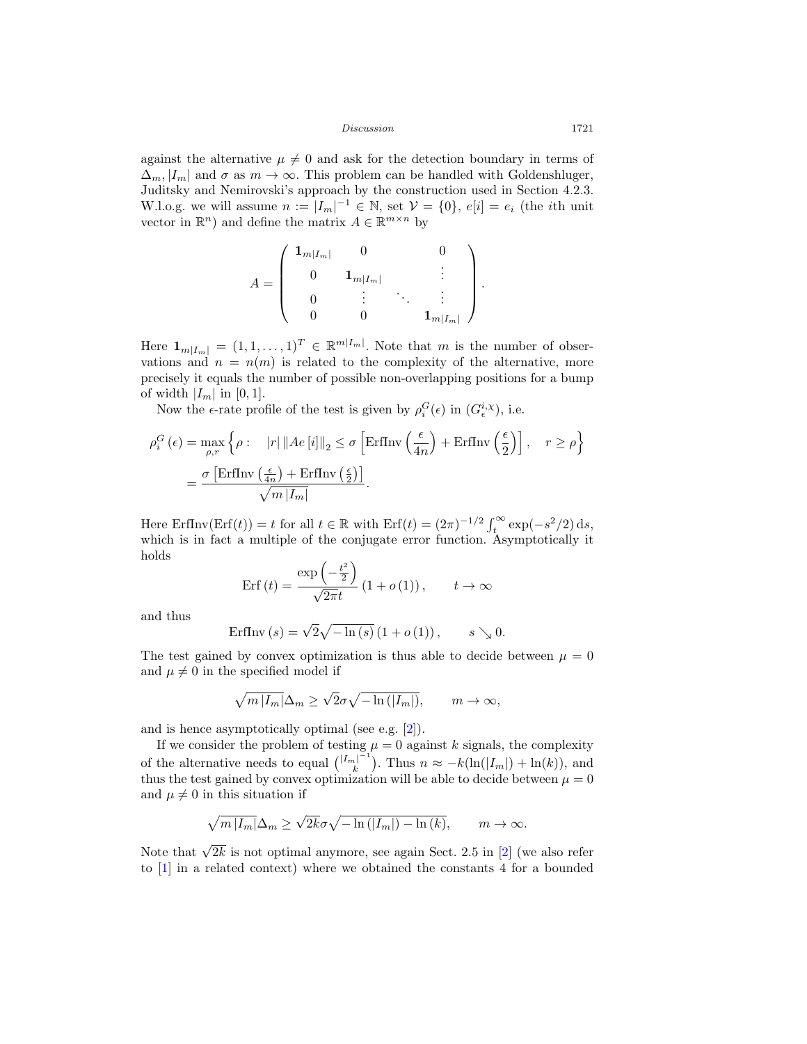against the alternative $\mu \neq 0$ and ask for the detection boundary in terms of $\Delta_m, |I_m|$ and $\sigma$ as $m \to \infty$. This problem can be handled with Goldenshluger, Juditsky and Nemirovski's approach by the construction used in Section 4.2.3. W.l.o.g. we will assume $n := |I_m|^{-1} \in \mathbb{N}$, set $\mathcal{V} = \{0\}$, $e[i] = e_i$ (the $i$th unit vector in $\mathbb{R}^n$) and define the matrix $A \in \mathbb{R}^{m \times n}$ by

$$
A = \begin{pmatrix} \mathbf{1}_{m|I_m|} & 0 & & 0 \\ 0 & \mathbf{1}_{m|I_m|} & & \vdots \\ 0 & \vdots & \ddots & \vdots \\ 0 & 0 & & \mathbf{1}_{m|I_m|} \end{pmatrix}.
$$

Here $\mathbf{1}_{m|I_m|} = (1,1,\ldots,1)^T \in \mathbb{R}^{m|I_m|}$. Note that $m$ is the number of observations and $n = n(m)$ is related to the complexity of the alternative, more precisely it equals the number of possible non-overlapping positions for a bump of width $|I_m|$ in $[0,1]$.

Now the $\epsilon$-rate profile of the test is given by $\rho_i^G(\epsilon)$ in $(G_\epsilon^{i,\chi})$, i.e.

$$
\begin{aligned}
\rho_i^G(\epsilon) &= \max_{\rho, r} \left\{ \rho : \quad |r| \, \|Ae[i]\|_2 \leq \sigma \left[ \operatorname{ErfInv}\left(\frac{\epsilon}{4n}\right) + \operatorname{ErfInv}\left(\frac{\epsilon}{2}\right) \right], \quad r \geq \rho \right\} \\
&= \frac{\sigma \left[ \operatorname{ErfInv}\left(\frac{\epsilon}{4n}\right) + \operatorname{ErfInv}\left(\frac{\epsilon}{2}\right) \right]}{\sqrt{m\,|I_m|}}.
\end{aligned}
$$

Here $\operatorname{ErfInv}(\operatorname{Erf}(t)) = t$ for all $t \in \mathbb{R}$ with $\operatorname{Erf}(t) = (2\pi)^{-1/2} \int_t^\infty \exp(-s^2/2)\,\mathrm{d}s$, which is in fact a multiple of the conjugate error function. Asymptotically it holds

$$
\operatorname{Erf}(t) = \frac{\exp\left(-\frac{t^2}{2}\right)}{\sqrt{2\pi}t} \left(1 + o(1)\right), \qquad t \to \infty
$$

and thus

$$
\operatorname{ErfInv}(s) = \sqrt{2}\sqrt{-\ln(s)}\left(1 + o(1)\right), \qquad s \searrow 0.
$$

The test gained by convex optimization is thus able to decide between $\mu = 0$ and $\mu \neq 0$ in the specified model if

$$
\sqrt{m\,|I_m|}\Delta_m \geq \sqrt{2}\sigma\sqrt{-\ln(|I_m|)}, \qquad m \to \infty,
$$

and is hence asymptotically optimal (see e.g. [2]).

If we consider the problem of testing $\mu = 0$ against $k$ signals, the complexity of the alternative needs to equal $\binom{|I_m|^{-1}}{k}$. Thus $n \approx -k(\ln(|I_m|) + \ln(k))$, and thus the test gained by convex optimization will be able to decide between $\mu = 0$ and $\mu \neq 0$ in this situation if

$$
\sqrt{m\,|I_m|}\Delta_m \geq \sqrt{2k}\sigma\sqrt{-\ln(|I_m|) - \ln(k)}, \qquad m \to \infty.
$$

Note that $\sqrt{2k}$ is not optimal anymore, see again Sect. 2.5 in [2] (we also refer to [1] in a related context) where we obtained the constants 4 for a bounded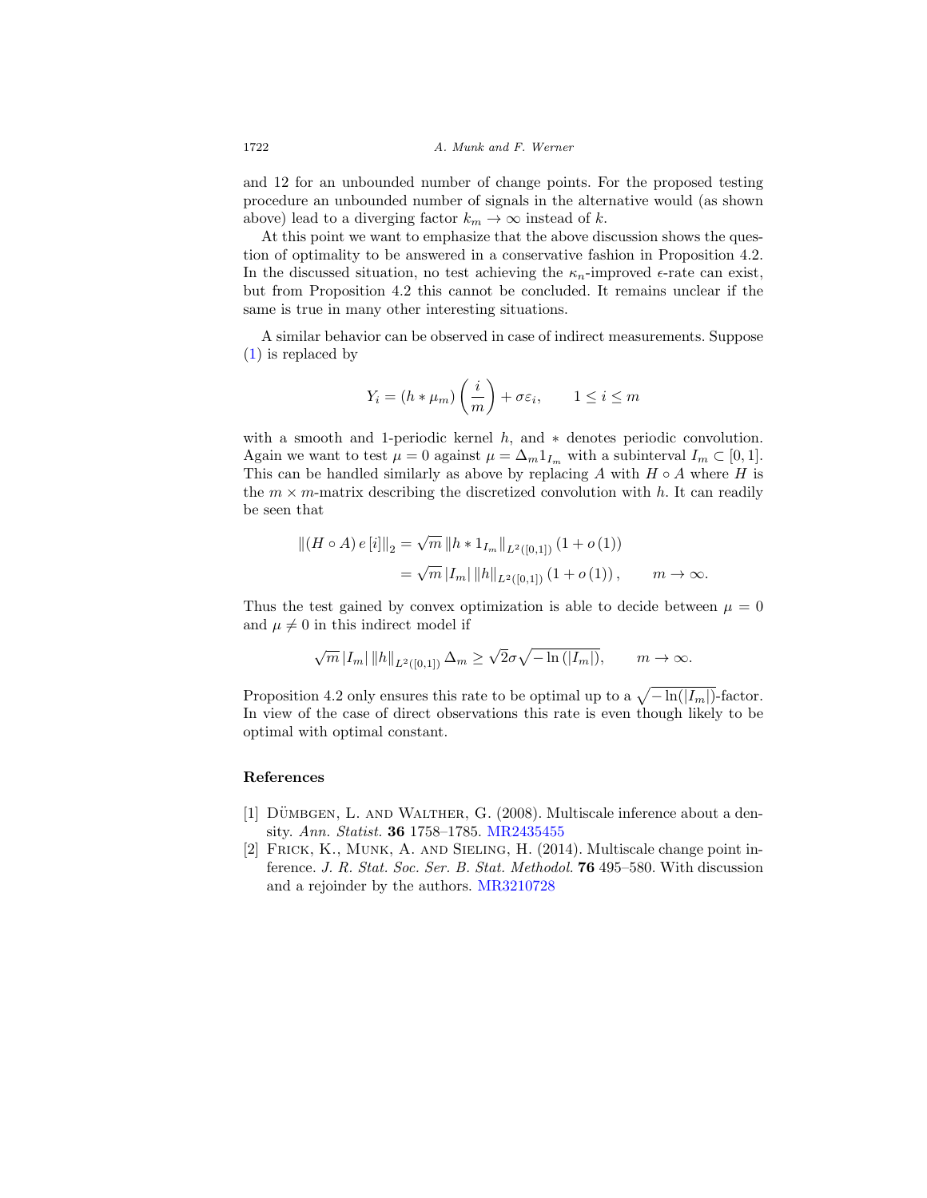and 12 for an unbounded number of change points. For the proposed testing procedure an unbounded number of signals in the alternative would (as shown above) lead to a diverging factor $k_m \to \infty$ instead of $k$.

At this point we want to emphasize that the above discussion shows the question of optimality to be answered in a conservative fashion in Proposition 4.2. In the discussed situation, no test achieving the $\kappa_n$-improved $\epsilon$-rate can exist, but from Proposition 4.2 this cannot be concluded. It remains unclear if the same is true in many other interesting situations.

A similar behavior can be observed in case of indirect measurements. Suppose (1) is replaced by

$$Y_i = (h * \mu_m)\left(\frac{i}{m}\right) + \sigma\varepsilon_i, \qquad 1 \leq i \leq m$$

with a smooth and 1-periodic kernel $h$, and $*$ denotes periodic convolution. Again we want to test $\mu = 0$ against $\mu = \Delta_m 1_{I_m}$ with a subinterval $I_m \subset [0,1]$. This can be handled similarly as above by replacing $A$ with $H \circ A$ where $H$ is the $m \times m$-matrix describing the discretized convolution with $h$. It can readily be seen that

$$\begin{aligned}
\|(H \circ A)\, e[i]\|_2 &= \sqrt{m}\, \|h * 1_{I_m}\|_{L^2([0,1])}\,(1 + o(1)) \\
&= \sqrt{m}\, |I_m|\, \|h\|_{L^2([0,1])}\,(1 + o(1)), \qquad m \to \infty.
\end{aligned}$$

Thus the test gained by convex optimization is able to decide between $\mu = 0$ and $\mu \neq 0$ in this indirect model if

$$\sqrt{m}\, |I_m|\, \|h\|_{L^2([0,1])}\, \Delta_m \geq \sqrt{2}\sigma\sqrt{-\ln(|I_m|)}, \qquad m \to \infty.$$

Proposition 4.2 only ensures this rate to be optimal up to a $\sqrt{-\ln(|I_m|)}$-factor. In view of the case of direct observations this rate is even though likely to be optimal with optimal constant.

## References

[1] Dümbgen, L. and Walther, G. (2008). Multiscale inference about a density. *Ann. Statist.* **36** 1758–1785. MR2435455

[2] Frick, K., Munk, A. and Sieling, H. (2014). Multiscale change point inference. *J. R. Stat. Soc. Ser. B. Stat. Methodol.* **76** 495–580. With discussion and a rejoinder by the authors. MR3210728